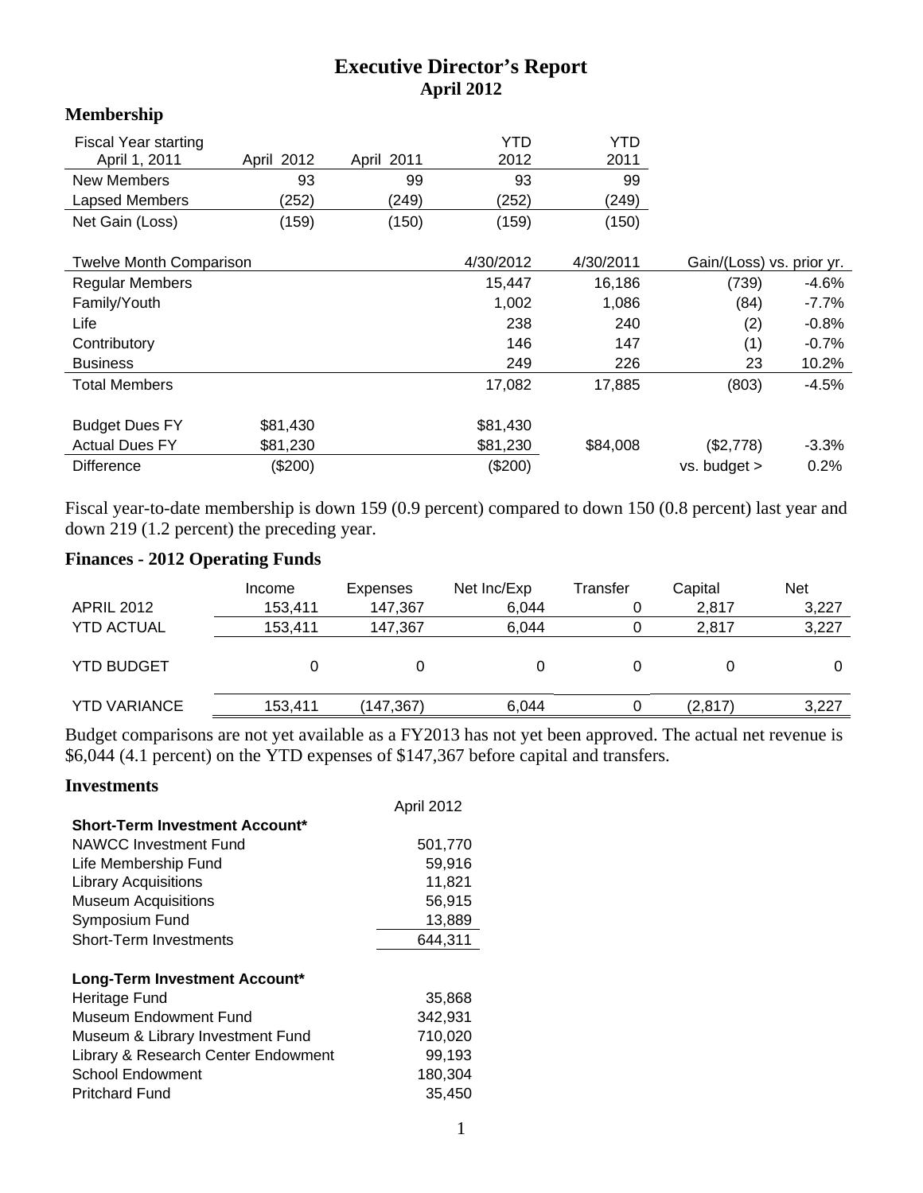# Executive Director's Report
## April 2012

### Membership

| Fiscal Year starting April 1, 2011 | April 2012 | April 2011 | YTD 2012 | YTD 2011 | | |
|---|---|---|---|---|---|---|
| New Members | 93 | 99 | 93 | 99 | | |
| Lapsed Members | (252) | (249) | (252) | (249) | | |
| Net Gain (Loss) | (159) | (150) | (159) | (150) | | |
| | | | | | | |
| Twelve Month Comparison | | | 4/30/2012 | 4/30/2011 | Gain/(Loss) vs. prior yr. | |
| Regular Members | | | 15,447 | 16,186 | (739) | -4.6% |
| Family/Youth | | | 1,002 | 1,086 | (84) | -7.7% |
| Life | | | 238 | 240 | (2) | -0.8% |
| Contributory | | | 146 | 147 | (1) | -0.7% |
| Business | | | 249 | 226 | 23 | 10.2% |
| Total Members | | | 17,082 | 17,885 | (803) | -4.5% |
| | | | | | | |
| Budget Dues FY | $81,430 | | $81,430 | | | |
| Actual Dues FY | $81,230 | | $81,230 | $84,008 | ($2,778) | -3.3% |
| Difference | ($200) | | ($200) | | vs. budget > | 0.2% |

Fiscal year-to-date membership is down 159 (0.9 percent) compared to down 150 (0.8 percent) last year and down 219 (1.2 percent) the preceding year.

### Finances - 2012 Operating Funds

| | Income | Expenses | Net Inc/Exp | Transfer | Capital | Net |
|---|---|---|---|---|---|---|
| APRIL 2012 | 153,411 | 147,367 | 6,044 | 0 | 2,817 | 3,227 |
| YTD ACTUAL | 153,411 | 147,367 | 6,044 | 0 | 2,817 | 3,227 |
| YTD BUDGET | 0 | 0 | 0 | 0 | 0 | 0 |
| YTD VARIANCE | 153,411 | (147,367) | 6,044 | 0 | (2,817) | 3,227 |

Budget comparisons are not yet available as a FY2013 has not yet been approved. The actual net revenue is $6,044 (4.1 percent) on the YTD expenses of $147,367 before capital and transfers.

### Investments

| | April 2012 |
|---|---|
| **Short-Term Investment Account*** | |
| NAWCC Investment Fund | 501,770 |
| Life Membership Fund | 59,916 |
| Library Acquisitions | 11,821 |
| Museum Acquisitions | 56,915 |
| Symposium Fund | 13,889 |
| Short-Term Investments | 644,311 |
| | |
| **Long-Term Investment Account*** | |
| Heritage Fund | 35,868 |
| Museum Endowment Fund | 342,931 |
| Museum & Library Investment Fund | 710,020 |
| Library & Research Center Endowment | 99,193 |
| School Endowment | 180,304 |
| Pritchard Fund | 35,450 |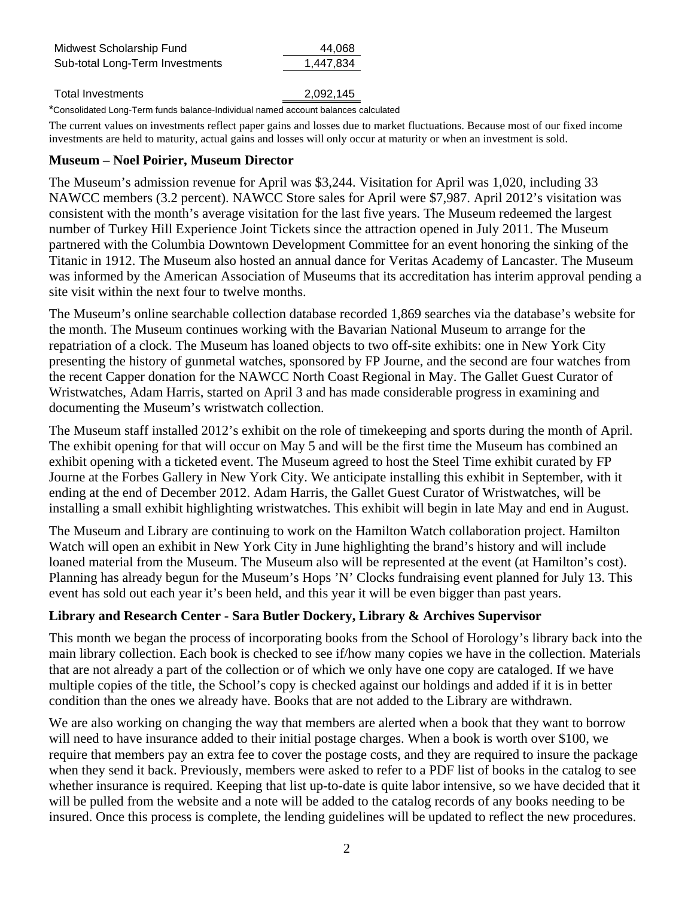| | |
|---|---|
| Midwest Scholarship Fund | 44,068 |
| Sub-total Long-Term Investments | 1,447,834 |
| | |
| Total Investments | 2,092,145 |

*Consolidated Long-Term funds balance-Individual named account balances calculated

The current values on investments reflect paper gains and losses due to market fluctuations. Because most of our fixed income investments are held to maturity, actual gains and losses will only occur at maturity or when an investment is sold.

### Museum – Noel Poirier, Museum Director

The Museum's admission revenue for April was $3,244. Visitation for April was 1,020, including 33 NAWCC members (3.2 percent). NAWCC Store sales for April were $7,987. April 2012's visitation was consistent with the month's average visitation for the last five years. The Museum redeemed the largest number of Turkey Hill Experience Joint Tickets since the attraction opened in July 2011. The Museum partnered with the Columbia Downtown Development Committee for an event honoring the sinking of the Titanic in 1912. The Museum also hosted an annual dance for Veritas Academy of Lancaster. The Museum was informed by the American Association of Museums that its accreditation has interim approval pending a site visit within the next four to twelve months.

The Museum's online searchable collection database recorded 1,869 searches via the database's website for the month. The Museum continues working with the Bavarian National Museum to arrange for the repatriation of a clock. The Museum has loaned objects to two off-site exhibits: one in New York City presenting the history of gunmetal watches, sponsored by FP Journe, and the second are four watches from the recent Capper donation for the NAWCC North Coast Regional in May. The Gallet Guest Curator of Wristwatches, Adam Harris, started on April 3 and has made considerable progress in examining and documenting the Museum's wristwatch collection.

The Museum staff installed 2012's exhibit on the role of timekeeping and sports during the month of April. The exhibit opening for that will occur on May 5 and will be the first time the Museum has combined an exhibit opening with a ticketed event. The Museum agreed to host the Steel Time exhibit curated by FP Journe at the Forbes Gallery in New York City. We anticipate installing this exhibit in September, with it ending at the end of December 2012. Adam Harris, the Gallet Guest Curator of Wristwatches, will be installing a small exhibit highlighting wristwatches. This exhibit will begin in late May and end in August.

The Museum and Library are continuing to work on the Hamilton Watch collaboration project. Hamilton Watch will open an exhibit in New York City in June highlighting the brand's history and will include loaned material from the Museum. The Museum also will be represented at the event (at Hamilton's cost). Planning has already begun for the Museum's Hops 'N' Clocks fundraising event planned for July 13. This event has sold out each year it's been held, and this year it will be even bigger than past years.

### Library and Research Center - Sara Butler Dockery, Library & Archives Supervisor

This month we began the process of incorporating books from the School of Horology's library back into the main library collection. Each book is checked to see if/how many copies we have in the collection. Materials that are not already a part of the collection or of which we only have one copy are cataloged. If we have multiple copies of the title, the School's copy is checked against our holdings and added if it is in better condition than the ones we already have. Books that are not added to the Library are withdrawn.

We are also working on changing the way that members are alerted when a book that they want to borrow will need to have insurance added to their initial postage charges. When a book is worth over $100, we require that members pay an extra fee to cover the postage costs, and they are required to insure the package when they send it back. Previously, members were asked to refer to a PDF list of books in the catalog to see whether insurance is required. Keeping that list up-to-date is quite labor intensive, so we have decided that it will be pulled from the website and a note will be added to the catalog records of any books needing to be insured. Once this process is complete, the lending guidelines will be updated to reflect the new procedures.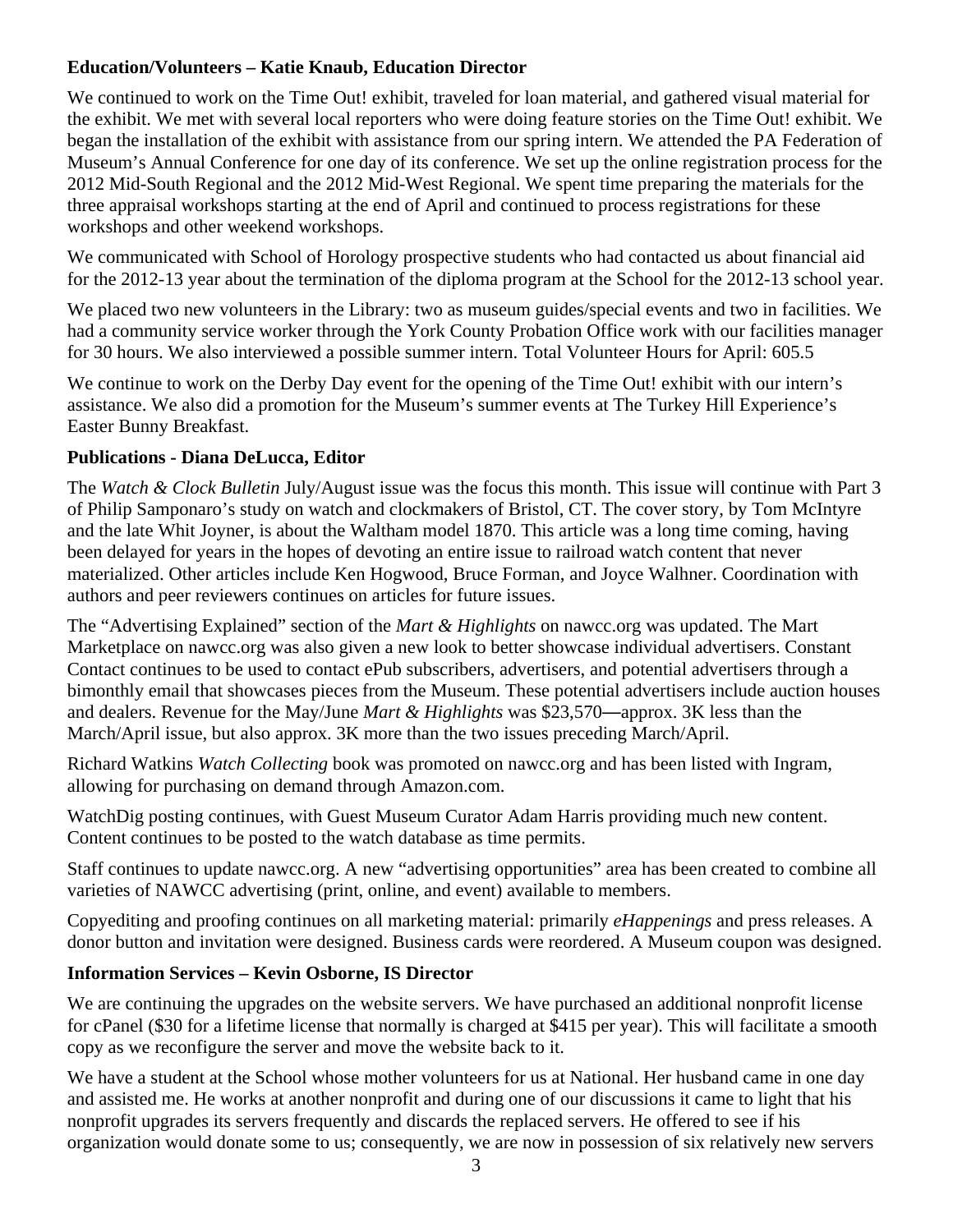**Education/Volunteers – Katie Knaub, Education Director**

We continued to work on the Time Out! exhibit, traveled for loan material, and gathered visual material for the exhibit. We met with several local reporters who were doing feature stories on the Time Out! exhibit. We began the installation of the exhibit with assistance from our spring intern. We attended the PA Federation of Museum's Annual Conference for one day of its conference. We set up the online registration process for the 2012 Mid-South Regional and the 2012 Mid-West Regional. We spent time preparing the materials for the three appraisal workshops starting at the end of April and continued to process registrations for these workshops and other weekend workshops.

We communicated with School of Horology prospective students who had contacted us about financial aid for the 2012-13 year about the termination of the diploma program at the School for the 2012-13 school year.

We placed two new volunteers in the Library: two as museum guides/special events and two in facilities. We had a community service worker through the York County Probation Office work with our facilities manager for 30 hours. We also interviewed a possible summer intern. Total Volunteer Hours for April: 605.5

We continue to work on the Derby Day event for the opening of the Time Out! exhibit with our intern's assistance. We also did a promotion for the Museum's summer events at The Turkey Hill Experience's Easter Bunny Breakfast.

**Publications - Diana DeLucca, Editor**

The *Watch & Clock Bulletin* July/August issue was the focus this month. This issue will continue with Part 3 of Philip Samponaro's study on watch and clockmakers of Bristol, CT. The cover story, by Tom McIntyre and the late Whit Joyner, is about the Waltham model 1870. This article was a long time coming, having been delayed for years in the hopes of devoting an entire issue to railroad watch content that never materialized. Other articles include Ken Hogwood, Bruce Forman, and Joyce Walhner. Coordination with authors and peer reviewers continues on articles for future issues.

The "Advertising Explained" section of the *Mart & Highlights* on nawcc.org was updated. The Mart Marketplace on nawcc.org was also given a new look to better showcase individual advertisers. Constant Contact continues to be used to contact ePub subscribers, advertisers, and potential advertisers through a bimonthly email that showcases pieces from the Museum. These potential advertisers include auction houses and dealers. Revenue for the May/June *Mart & Highlights* was $23,570—approx. 3K less than the March/April issue, but also approx. 3K more than the two issues preceding March/April.

Richard Watkins *Watch Collecting* book was promoted on nawcc.org and has been listed with Ingram, allowing for purchasing on demand through Amazon.com.

WatchDig posting continues, with Guest Museum Curator Adam Harris providing much new content. Content continues to be posted to the watch database as time permits.

Staff continues to update nawcc.org. A new "advertising opportunities" area has been created to combine all varieties of NAWCC advertising (print, online, and event) available to members.

Copyediting and proofing continues on all marketing material: primarily *eHappenings* and press releases. A donor button and invitation were designed. Business cards were reordered. A Museum coupon was designed.

**Information Services – Kevin Osborne, IS Director**

We are continuing the upgrades on the website servers. We have purchased an additional nonprofit license for cPanel ($30 for a lifetime license that normally is charged at $415 per year). This will facilitate a smooth copy as we reconfigure the server and move the website back to it.

We have a student at the School whose mother volunteers for us at National. Her husband came in one day and assisted me. He works at another nonprofit and during one of our discussions it came to light that his nonprofit upgrades its servers frequently and discards the replaced servers. He offered to see if his organization would donate some to us; consequently, we are now in possession of six relatively new servers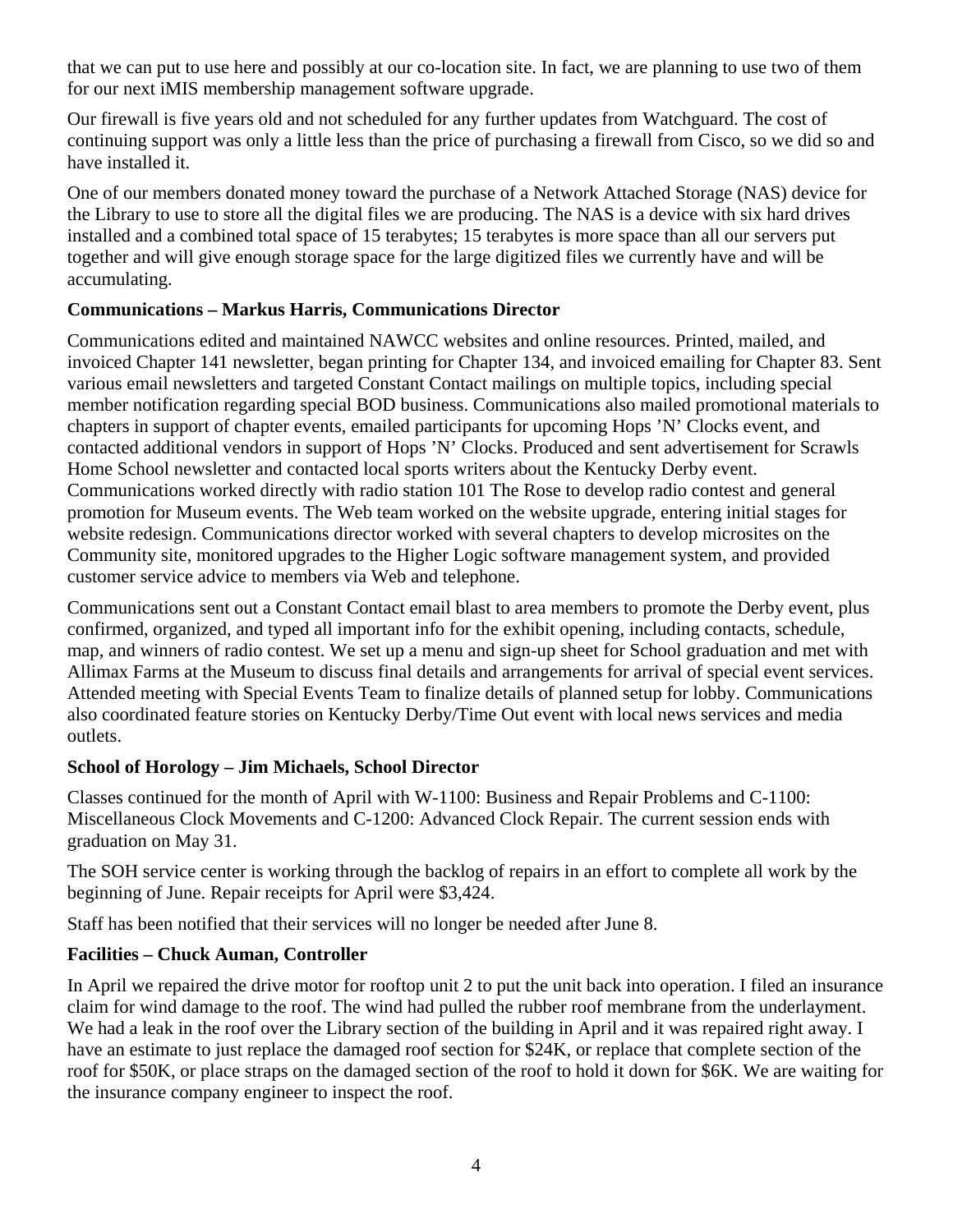that we can put to use here and possibly at our co-location site. In fact, we are planning to use two of them for our next iMIS membership management software upgrade.

Our firewall is five years old and not scheduled for any further updates from Watchguard. The cost of continuing support was only a little less than the price of purchasing a firewall from Cisco, so we did so and have installed it.

One of our members donated money toward the purchase of a Network Attached Storage (NAS) device for the Library to use to store all the digital files we are producing. The NAS is a device with six hard drives installed and a combined total space of 15 terabytes; 15 terabytes is more space than all our servers put together and will give enough storage space for the large digitized files we currently have and will be accumulating.

**Communications – Markus Harris, Communications Director**

Communications edited and maintained NAWCC websites and online resources. Printed, mailed, and invoiced Chapter 141 newsletter, began printing for Chapter 134, and invoiced emailing for Chapter 83. Sent various email newsletters and targeted Constant Contact mailings on multiple topics, including special member notification regarding special BOD business. Communications also mailed promotional materials to chapters in support of chapter events, emailed participants for upcoming Hops 'N' Clocks event, and contacted additional vendors in support of Hops 'N' Clocks. Produced and sent advertisement for Scrawls Home School newsletter and contacted local sports writers about the Kentucky Derby event. Communications worked directly with radio station 101 The Rose to develop radio contest and general promotion for Museum events. The Web team worked on the website upgrade, entering initial stages for website redesign. Communications director worked with several chapters to develop microsites on the Community site, monitored upgrades to the Higher Logic software management system, and provided customer service advice to members via Web and telephone.

Communications sent out a Constant Contact email blast to area members to promote the Derby event, plus confirmed, organized, and typed all important info for the exhibit opening, including contacts, schedule, map, and winners of radio contest. We set up a menu and sign-up sheet for School graduation and met with Allimax Farms at the Museum to discuss final details and arrangements for arrival of special event services. Attended meeting with Special Events Team to finalize details of planned setup for lobby. Communications also coordinated feature stories on Kentucky Derby/Time Out event with local news services and media outlets.

**School of Horology – Jim Michaels, School Director**

Classes continued for the month of April with W-1100: Business and Repair Problems and C-1100: Miscellaneous Clock Movements and C-1200: Advanced Clock Repair. The current session ends with graduation on May 31.

The SOH service center is working through the backlog of repairs in an effort to complete all work by the beginning of June. Repair receipts for April were $3,424.

Staff has been notified that their services will no longer be needed after June 8.

**Facilities – Chuck Auman, Controller**

In April we repaired the drive motor for rooftop unit 2 to put the unit back into operation. I filed an insurance claim for wind damage to the roof. The wind had pulled the rubber roof membrane from the underlayment. We had a leak in the roof over the Library section of the building in April and it was repaired right away. I have an estimate to just replace the damaged roof section for $24K, or replace that complete section of the roof for $50K, or place straps on the damaged section of the roof to hold it down for $6K. We are waiting for the insurance company engineer to inspect the roof.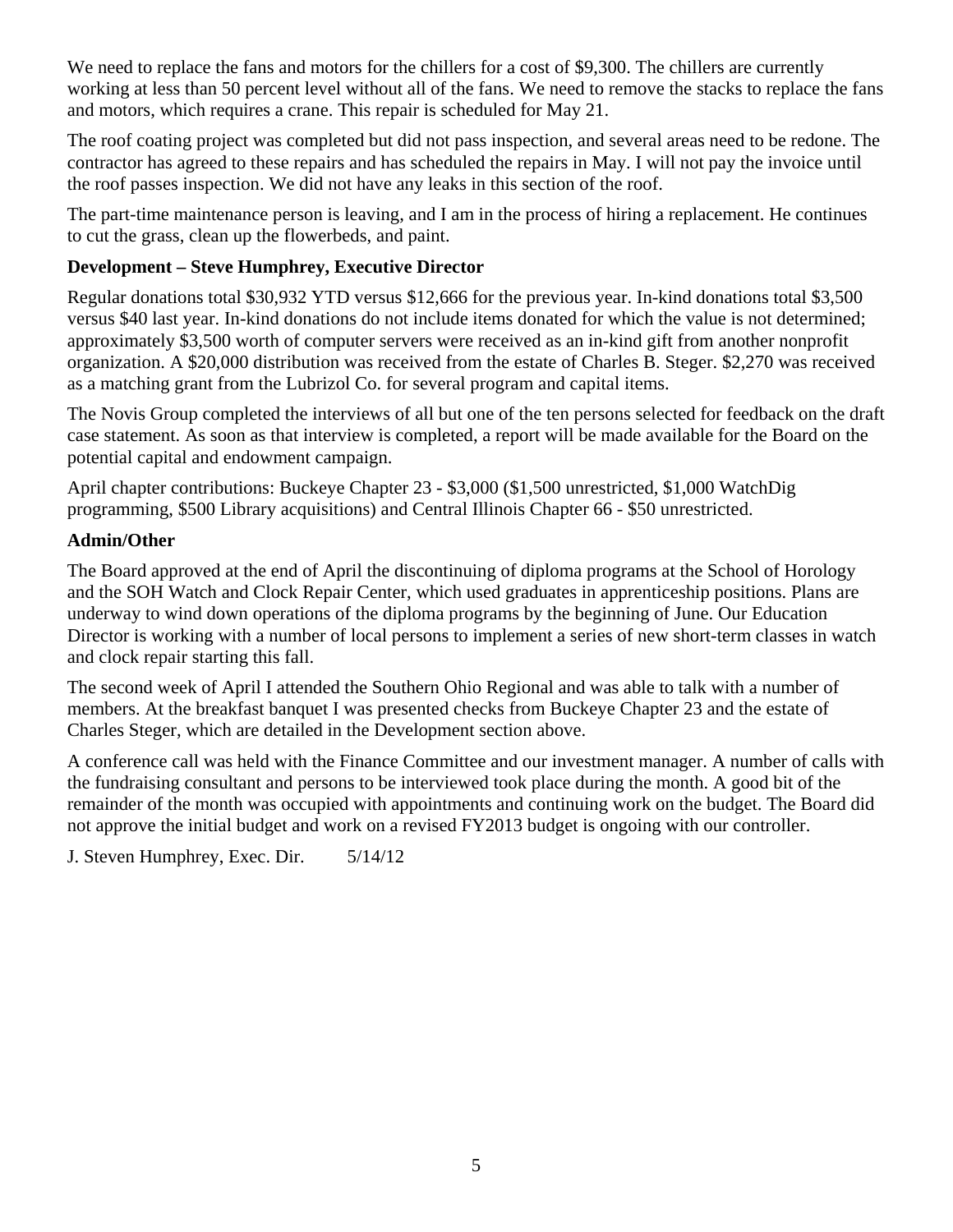We need to replace the fans and motors for the chillers for a cost of $9,300. The chillers are currently working at less than 50 percent level without all of the fans. We need to remove the stacks to replace the fans and motors, which requires a crane. This repair is scheduled for May 21.

The roof coating project was completed but did not pass inspection, and several areas need to be redone. The contractor has agreed to these repairs and has scheduled the repairs in May. I will not pay the invoice until the roof passes inspection. We did not have any leaks in this section of the roof.

The part-time maintenance person is leaving, and I am in the process of hiring a replacement. He continues to cut the grass, clean up the flowerbeds, and paint.

**Development – Steve Humphrey, Executive Director**

Regular donations total $30,932 YTD versus $12,666 for the previous year. In-kind donations total $3,500 versus $40 last year. In-kind donations do not include items donated for which the value is not determined; approximately $3,500 worth of computer servers were received as an in-kind gift from another nonprofit organization. A $20,000 distribution was received from the estate of Charles B. Steger. $2,270 was received as a matching grant from the Lubrizol Co. for several program and capital items.

The Novis Group completed the interviews of all but one of the ten persons selected for feedback on the draft case statement. As soon as that interview is completed, a report will be made available for the Board on the potential capital and endowment campaign.

April chapter contributions: Buckeye Chapter 23 - $3,000 ($1,500 unrestricted, $1,000 WatchDig programming, $500 Library acquisitions) and Central Illinois Chapter 66 - $50 unrestricted.

**Admin/Other**

The Board approved at the end of April the discontinuing of diploma programs at the School of Horology and the SOH Watch and Clock Repair Center, which used graduates in apprenticeship positions. Plans are underway to wind down operations of the diploma programs by the beginning of June. Our Education Director is working with a number of local persons to implement a series of new short-term classes in watch and clock repair starting this fall.

The second week of April I attended the Southern Ohio Regional and was able to talk with a number of members. At the breakfast banquet I was presented checks from Buckeye Chapter 23 and the estate of Charles Steger, which are detailed in the Development section above.

A conference call was held with the Finance Committee and our investment manager. A number of calls with the fundraising consultant and persons to be interviewed took place during the month. A good bit of the remainder of the month was occupied with appointments and continuing work on the budget. The Board did not approve the initial budget and work on a revised FY2013 budget is ongoing with our controller.

J. Steven Humphrey, Exec. Dir. 5/14/12